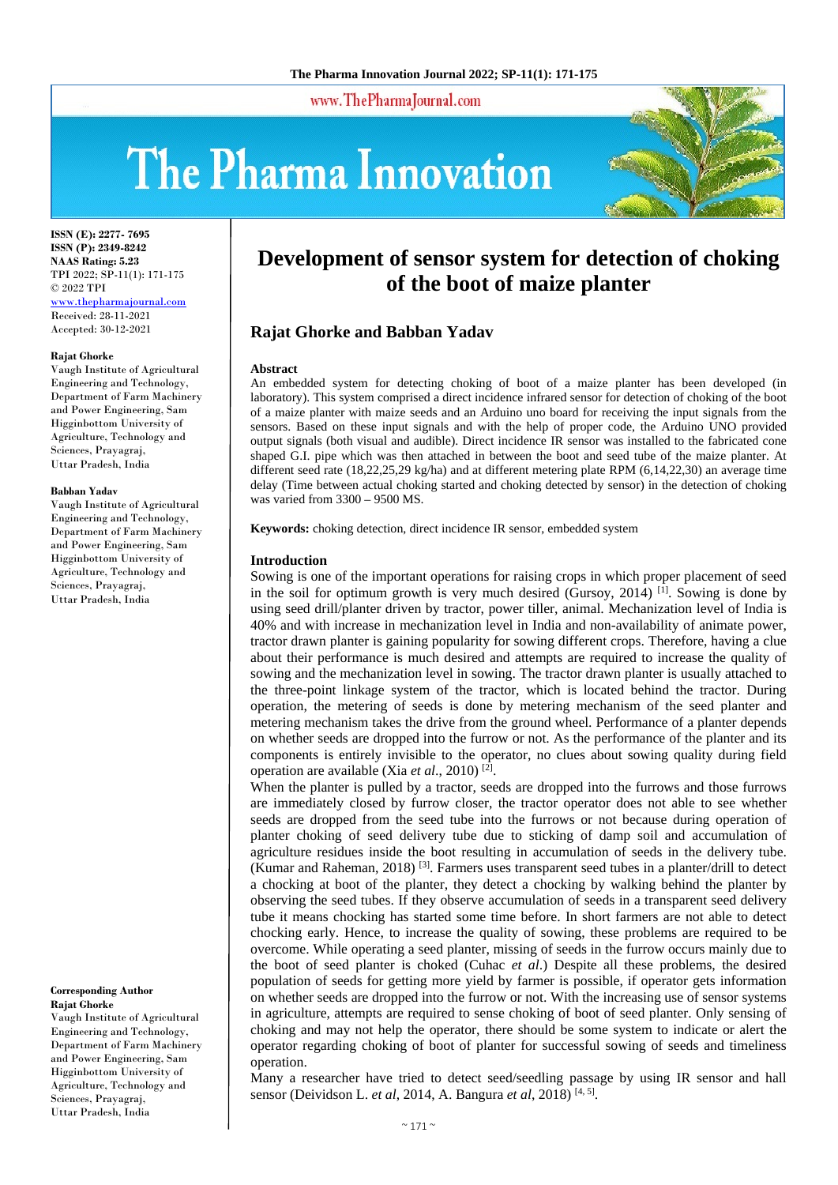ISSN (E): 2277- 7695
ISSN (P): 2349-8242
NAAS Rating: 5.23
TPI 2022; SP-11(1): 171-175
© 2022 TPI
www.thepharmajournal.com
Received: 28-11-2021
Accepted: 30-12-2021

**Rajat Ghorke**
Vaugh Institute of Agricultural Engineering and Technology, Department of Farm Machinery and Power Engineering, Sam Higginbottom University of Agriculture, Technology and Sciences, Prayagraj, Uttar Pradesh, India

**Babban Yadav**
Vaugh Institute of Agricultural Engineering and Technology, Department of Farm Machinery and Power Engineering, Sam Higginbottom University of Agriculture, Technology and Sciences, Prayagraj, Uttar Pradesh, India

**Corresponding Author**
**Rajat Ghorke**
Vaugh Institute of Agricultural Engineering and Technology, Department of Farm Machinery and Power Engineering, Sam Higginbottom University of Agriculture, Technology and Sciences, Prayagraj, Uttar Pradesh, India

# Development of sensor system for detection of choking of the boot of maize planter

## Rajat Ghorke and Babban Yadav

### Abstract

An embedded system for detecting choking of boot of a maize planter has been developed (in laboratory). This system comprised a direct incidence infrared sensor for detection of choking of the boot of a maize planter with maize seeds and an Arduino uno board for receiving the input signals from the sensors. Based on these input signals and with the help of proper code, the Arduino UNO provided output signals (both visual and audible). Direct incidence IR sensor was installed to the fabricated cone shaped G.I. pipe which was then attached in between the boot and seed tube of the maize planter. At different seed rate (18,22,25,29 kg/ha) and at different metering plate RPM (6,14,22,30) an average time delay (Time between actual choking started and choking detected by sensor) in the detection of choking was varied from 3300 – 9500 MS.

**Keywords:** choking detection, direct incidence IR sensor, embedded system

### Introduction

Sowing is one of the important operations for raising crops in which proper placement of seed in the soil for optimum growth is very much desired (Gursoy, 2014) [1]. Sowing is done by using seed drill/planter driven by tractor, power tiller, animal. Mechanization level of India is 40% and with increase in mechanization level in India and non-availability of animate power, tractor drawn planter is gaining popularity for sowing different crops. Therefore, having a clue about their performance is much desired and attempts are required to increase the quality of sowing and the mechanization level in sowing. The tractor drawn planter is usually attached to the three-point linkage system of the tractor, which is located behind the tractor. During operation, the metering of seeds is done by metering mechanism of the seed planter and metering mechanism takes the drive from the ground wheel. Performance of a planter depends on whether seeds are dropped into the furrow or not. As the performance of the planter and its components is entirely invisible to the operator, no clues about sowing quality during field operation are available (Xia *et al*., 2010) [2].

When the planter is pulled by a tractor, seeds are dropped into the furrows and those furrows are immediately closed by furrow closer, the tractor operator does not able to see whether seeds are dropped from the seed tube into the furrows or not because during operation of planter choking of seed delivery tube due to sticking of damp soil and accumulation of agriculture residues inside the boot resulting in accumulation of seeds in the delivery tube. (Kumar and Raheman, 2018) [3]. Farmers uses transparent seed tubes in a planter/drill to detect a chocking at boot of the planter, they detect a chocking by walking behind the planter by observing the seed tubes. If they observe accumulation of seeds in a transparent seed delivery tube it means chocking has started some time before. In short farmers are not able to detect chocking early. Hence, to increase the quality of sowing, these problems are required to be overcome. While operating a seed planter, missing of seeds in the furrow occurs mainly due to the boot of seed planter is choked (Cuhac *et al*.) Despite all these problems, the desired population of seeds for getting more yield by farmer is possible, if operator gets information on whether seeds are dropped into the furrow or not. With the increasing use of sensor systems in agriculture, attempts are required to sense choking of boot of seed planter. Only sensing of choking and may not help the operator, there should be some system to indicate or alert the operator regarding choking of boot of planter for successful sowing of seeds and timeliness operation.

Many a researcher have tried to detect seed/seedling passage by using IR sensor and hall sensor (Deividson L. *et al*, 2014, A. Bangura *et al*, 2018) [4, 5].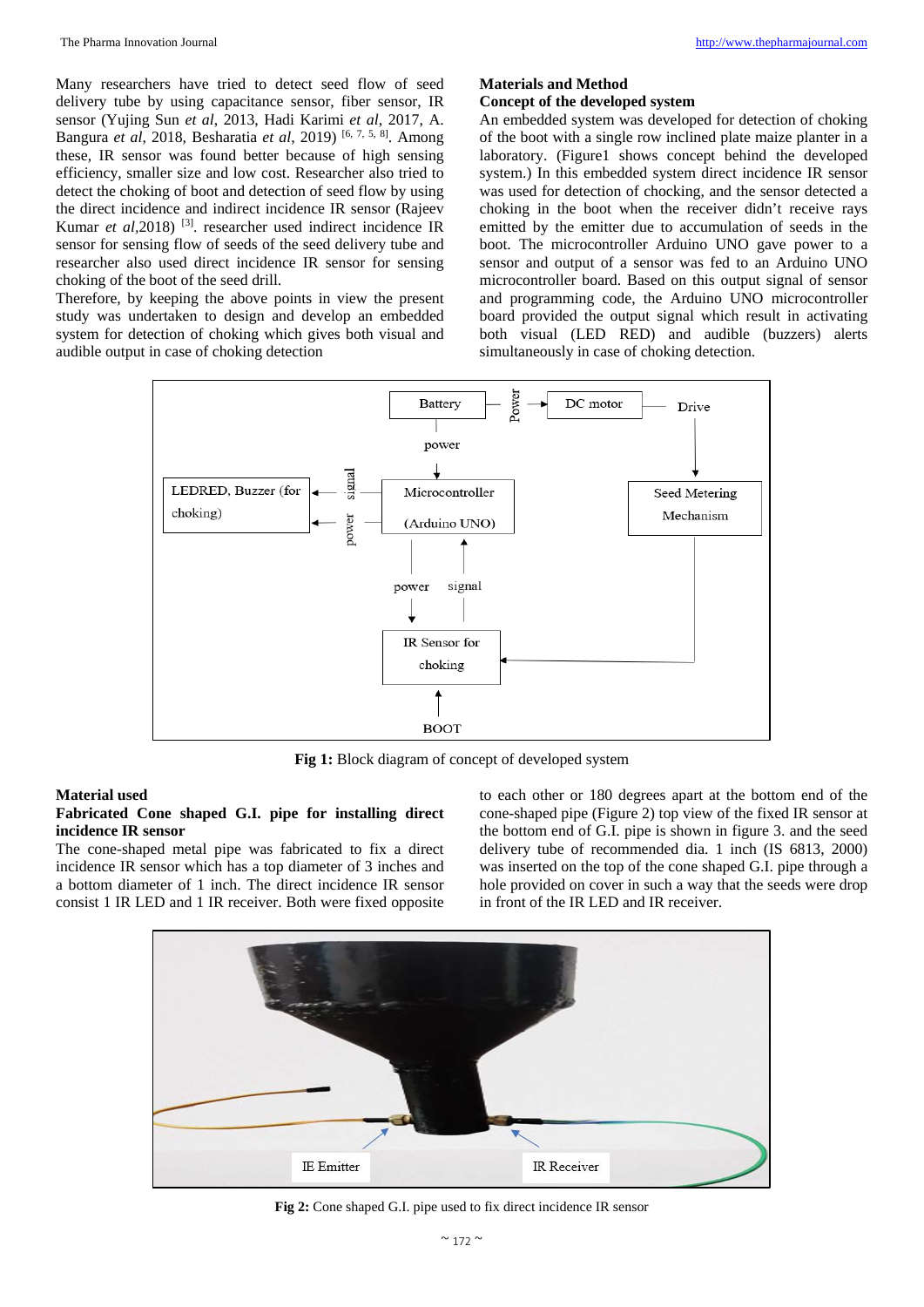Many researchers have tried to detect seed flow of seed delivery tube by using capacitance sensor, fiber sensor, IR sensor (Yujing Sun *et al*, 2013, Hadi Karimi *et al*, 2017, A. Bangura *et al*, 2018, Besharatia *et al*, 2019) [6, 7, 5, 8]. Among these, IR sensor was found better because of high sensing efficiency, smaller size and low cost. Researcher also tried to detect the choking of boot and detection of seed flow by using the direct incidence and indirect incidence IR sensor (Rajeev Kumar *et al*,2018) [3]. researcher used indirect incidence IR sensor for sensing flow of seeds of the seed delivery tube and researcher also used direct incidence IR sensor for sensing choking of the boot of the seed drill.

Therefore, by keeping the above points in view the present study was undertaken to design and develop an embedded system for detection of choking which gives both visual and audible output in case of choking detection

## Materials and Method

### Concept of the developed system

An embedded system was developed for detection of choking of the boot with a single row inclined plate maize planter in a laboratory. (Figure1 shows concept behind the developed system.) In this embedded system direct incidence IR sensor was used for detection of chocking, and the sensor detected a choking in the boot when the receiver didn't receive rays emitted by the emitter due to accumulation of seeds in the boot. The microcontroller Arduino UNO gave power to a sensor and output of a sensor was fed to an Arduino UNO microcontroller board. Based on this output signal of sensor and programming code, the Arduino UNO microcontroller board provided the output signal which result in activating both visual (LED RED) and audible (buzzers) alerts simultaneously in case of choking detection.

**Fig 1:** Block diagram of concept of developed system

### Material used

#### Fabricated Cone shaped G.I. pipe for installing direct incidence IR sensor

The cone-shaped metal pipe was fabricated to fix a direct incidence IR sensor which has a top diameter of 3 inches and a bottom diameter of 1 inch. The direct incidence IR sensor consist 1 IR LED and 1 IR receiver. Both were fixed opposite to each other or 180 degrees apart at the bottom end of the cone-shaped pipe (Figure 2) top view of the fixed IR sensor at the bottom end of G.I. pipe is shown in figure 3. and the seed delivery tube of recommended dia. 1 inch (IS 6813, 2000) was inserted on the top of the cone shaped G.I. pipe through a hole provided on cover in such a way that the seeds were drop in front of the IR LED and IR receiver.

**Fig 2:** Cone shaped G.I. pipe used to fix direct incidence IR sensor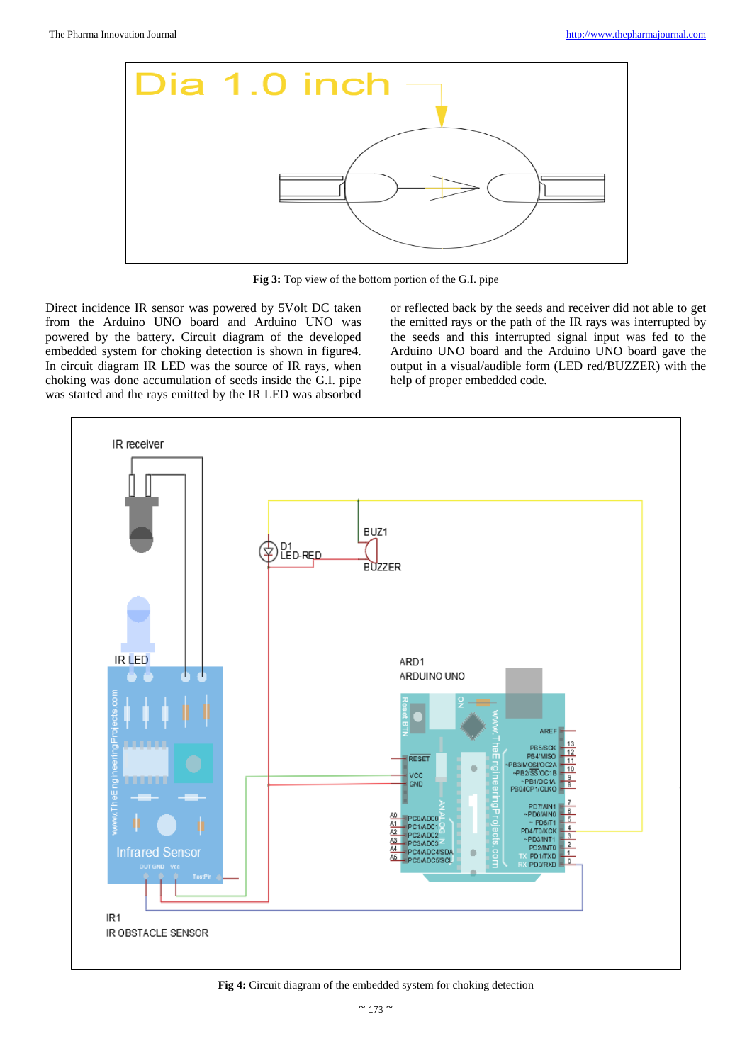**Fig 3:** Top view of the bottom portion of the G.I. pipe

Direct incidence IR sensor was powered by 5Volt DC taken from the Arduino UNO board and Arduino UNO was powered by the battery. Circuit diagram of the developed embedded system for choking detection is shown in figure4. In circuit diagram IR LED was the source of IR rays, when choking was done accumulation of seeds inside the G.I. pipe was started and the rays emitted by the IR LED was absorbed or reflected back by the seeds and receiver did not able to get the emitted rays or the path of the IR rays was interrupted by the seeds and this interrupted signal input was fed to the Arduino UNO board and the Arduino UNO board gave the output in a visual/audible form (LED red/BUZZER) with the help of proper embedded code.

**Fig 4:** Circuit diagram of the embedded system for choking detection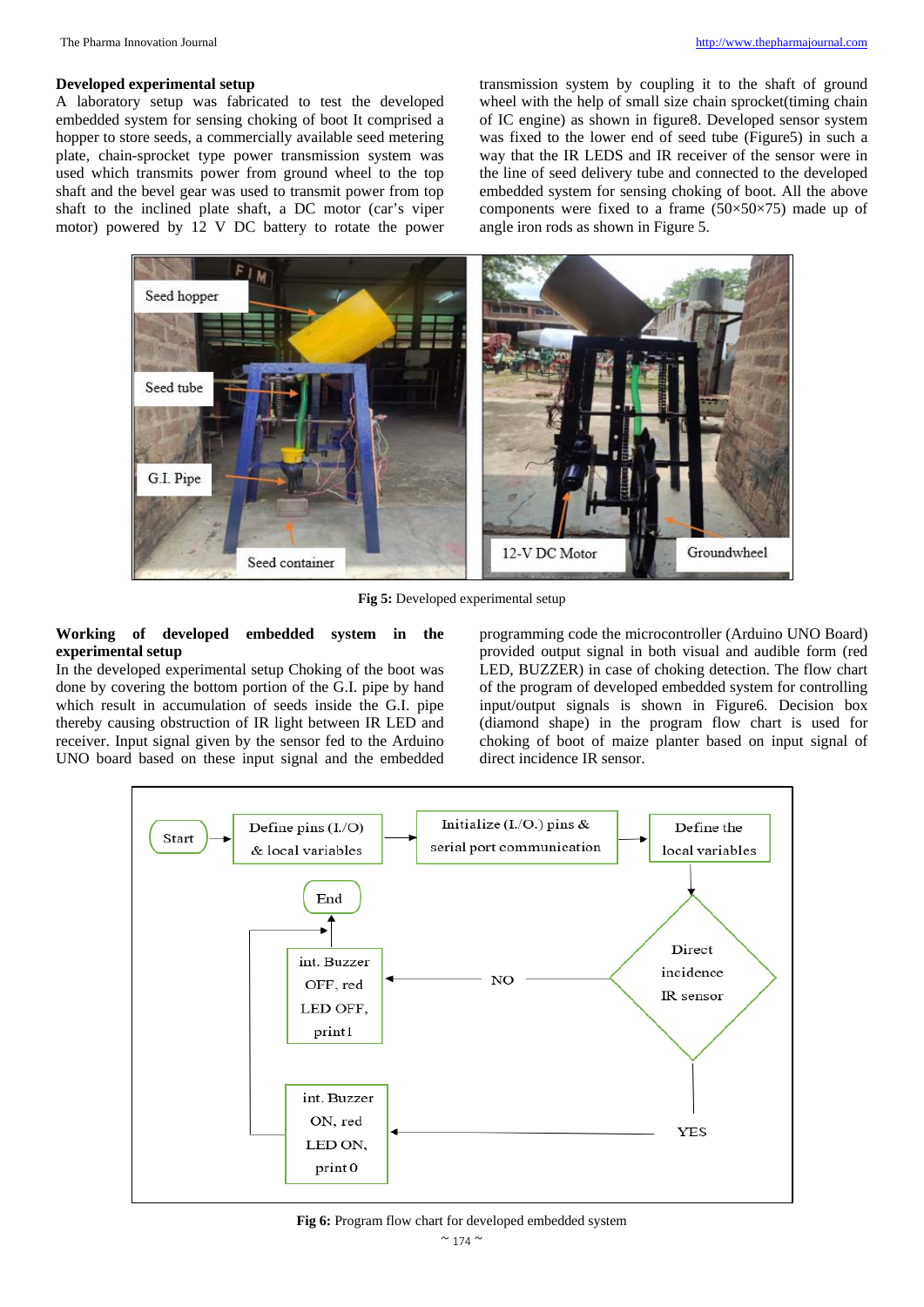### Developed experimental setup

A laboratory setup was fabricated to test the developed embedded system for sensing choking of boot It comprised a hopper to store seeds, a commercially available seed metering plate, chain-sprocket type power transmission system was used which transmits power from ground wheel to the top shaft and the bevel gear was used to transmit power from top shaft to the inclined plate shaft, a DC motor (car's viper motor) powered by 12 V DC battery to rotate the power transmission system by coupling it to the shaft of ground wheel with the help of small size chain sprocket(timing chain of IC engine) as shown in figure8. Developed sensor system was fixed to the lower end of seed tube (Figure5) in such a way that the IR LEDS and IR receiver of the sensor were in the line of seed delivery tube and connected to the developed embedded system for sensing choking of boot. All the above components were fixed to a frame (50×50×75) made up of angle iron rods as shown in Figure 5.

**Fig 5:** Developed experimental setup

### Working of developed embedded system in the experimental setup

In the developed experimental setup Choking of the boot was done by covering the bottom portion of the G.I. pipe by hand which result in accumulation of seeds inside the G.I. pipe thereby causing obstruction of IR light between IR LED and receiver. Input signal given by the sensor fed to the Arduino UNO board based on these input signal and the embedded programming code the microcontroller (Arduino UNO Board) provided output signal in both visual and audible form (red LED, BUZZER) in case of choking detection. The flow chart of the program of developed embedded system for controlling input/output signals is shown in Figure6. Decision box (diamond shape) in the program flow chart is used for choking of boot of maize planter based on input signal of direct incidence IR sensor.

**Fig 6:** Program flow chart for developed embedded system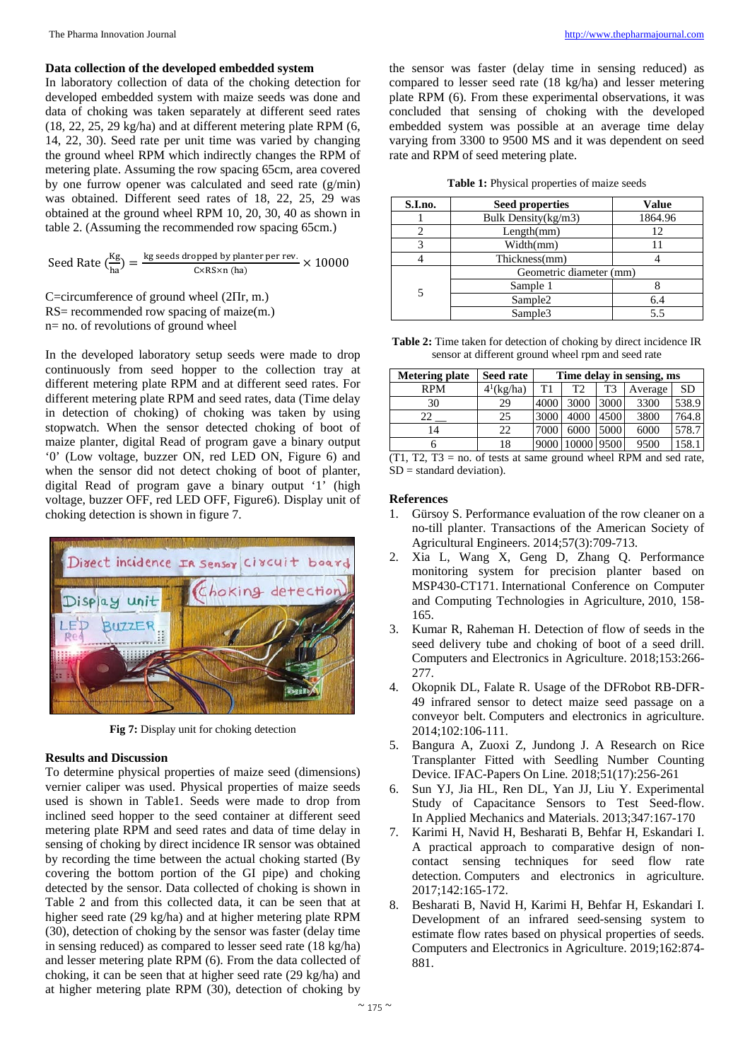### Data collection of the developed embedded system

In laboratory collection of data of the choking detection for developed embedded system with maize seeds was done and data of choking was taken separately at different seed rates (18, 22, 25, 29 kg/ha) and at different metering plate RPM (6, 14, 22, 30). Seed rate per unit time was varied by changing the ground wheel RPM which indirectly changes the RPM of metering plate. Assuming the row spacing 65cm, area covered by one furrow opener was calculated and seed rate (g/min) was obtained. Different seed rates of 18, 22, 25, 29 was obtained at the ground wheel RPM 10, 20, 30, 40 as shown in table 2. (Assuming the recommended row spacing 65cm.)

$$\text{Seed Rate } \left(\frac{\text{Kg}}{\text{ha}}\right) = \frac{\text{kg seeds dropped by planter per rev.}}{\text{C}\times\text{RS}\times\text{n (ha)}} \times 10000$$

C=circumference of ground wheel (2Πr, m.)
RS= recommended row spacing of maize(m.)
n= no. of revolutions of ground wheel

In the developed laboratory setup seeds were made to drop continuously from seed hopper to the collection tray at different metering plate RPM and at different seed rates. For different metering plate RPM and seed rates, data (Time delay in detection of choking) of choking was taken by using stopwatch. When the sensor detected choking of boot of maize planter, digital Read of program gave a binary output '0' (Low voltage, buzzer ON, red LED ON, Figure 6) and when the sensor did not detect choking of boot of planter, digital Read of program gave a binary output '1' (high voltage, buzzer OFF, red LED OFF, Figure6). Display unit of choking detection is shown in figure 7.

**Fig 7:** Display unit for choking detection

### Results and Discussion

To determine physical properties of maize seed (dimensions) vernier caliper was used. Physical properties of maize seeds used is shown in Table1. Seeds were made to drop from inclined seed hopper to the seed container at different seed metering plate RPM and seed rates and data of time delay in sensing of choking by direct incidence IR sensor was obtained by recording the time between the actual choking started (By covering the bottom portion of the GI pipe) and choking detected by the sensor. Data collected of choking is shown in Table 2 and from this collected data, it can be seen that at higher seed rate (29 kg/ha) and at higher metering plate RPM (30), detection of choking by the sensor was faster (delay time in sensing reduced) as compared to lesser seed rate (18 kg/ha) and lesser metering plate RPM (6). From the data collected of choking, it can be seen that at higher seed rate (29 kg/ha) and at higher metering plate RPM (30), detection of choking by the sensor was faster (delay time in sensing reduced) as compared to lesser seed rate (18 kg/ha) and lesser metering plate RPM (6). From these experimental observations, it was concluded that sensing of choking with the developed embedded system was possible at an average time delay varying from 3300 to 9500 MS and at it was dependent on seed rate and RPM of seed metering plate.

**Table 1:** Physical properties of maize seeds

| S.I.no. | Seed properties | Value |
|---|---|---|
| 1 | Bulk Density(kg/m3) | 1864.96 |
| 2 | Length(mm) | 12 |
| 3 | Width(mm) | 11 |
| 4 | Thickness(mm) | 4 |
| 5 | Geometric diameter (mm) | |
| | Sample 1 | 8 |
| | Sample2 | 6.4 |
| | Sample3 | 5.5 |

**Table 2:** Time taken for detection of choking by direct incidence IR sensor at different ground wheel rpm and seed rate

| Metering plate | Seed rate | Time delay in sensing, ms | | | | |
|---|---|---|---|---|---|---|
| RPM | 4[1](kg/ha) | T1 | T2 | T3 | Average | SD |
| 30 | 29 | 4000 | 3000 | 3000 | 3300 | 538.9 |
| 22 | 25 | 3000 | 4000 | 4500 | 3800 | 764.8 |
| 14 | 22 | 7000 | 6000 | 5000 | 6000 | 578.7 |
| 6 | 18 | 9000 | 10000 | 9500 | 9500 | 158.1 |

(T1, T2, T3 = no. of tests at same ground wheel RPM and sed rate, SD = standard deviation).

### References

1. Gürsoy S. Performance evaluation of the row cleaner on a no-till planter. Transactions of the American Society of Agricultural Engineers. 2014;57(3):709-713.
2. Xia L, Wang X, Geng D, Zhang Q. Performance monitoring system for precision planter based on MSP430-CT171. International Conference on Computer and Computing Technologies in Agriculture, 2010, 158-165.
3. Kumar R, Raheman H. Detection of flow of seeds in the seed delivery tube and choking of boot of a seed drill. Computers and Electronics in Agriculture. 2018;153:266-277.
4. Okopnik DL, Falate R. Usage of the DFRobot RB-DFR-49 infrared sensor to detect maize seed passage on a conveyor belt. Computers and electronics in agriculture. 2014;102:106-111.
5. Bangura A, Zuoxi Z, Jundong J. A Research on Rice Transplanter Fitted with Seedling Number Counting Device. IFAC-Papers On Line. 2018;51(17):256-261
6. Sun YJ, Jia HL, Ren DL, Yan JJ, Liu Y. Experimental Study of Capacitance Sensors to Test Seed-flow. In Applied Mechanics and Materials. 2013;347:167-170
7. Karimi H, Navid H, Besharati B, Behfar H, Eskandari I. A practical approach to comparative design of non-contact sensing techniques for seed flow rate detection. Computers and electronics in agriculture. 2017;142:165-172.
8. Besharati B, Navid H, Karimi H, Behfar H, Eskandari I. Development of an infrared seed-sensing system to estimate flow rates based on physical properties of seeds. Computers and Electronics in Agriculture. 2019;162:874-881.